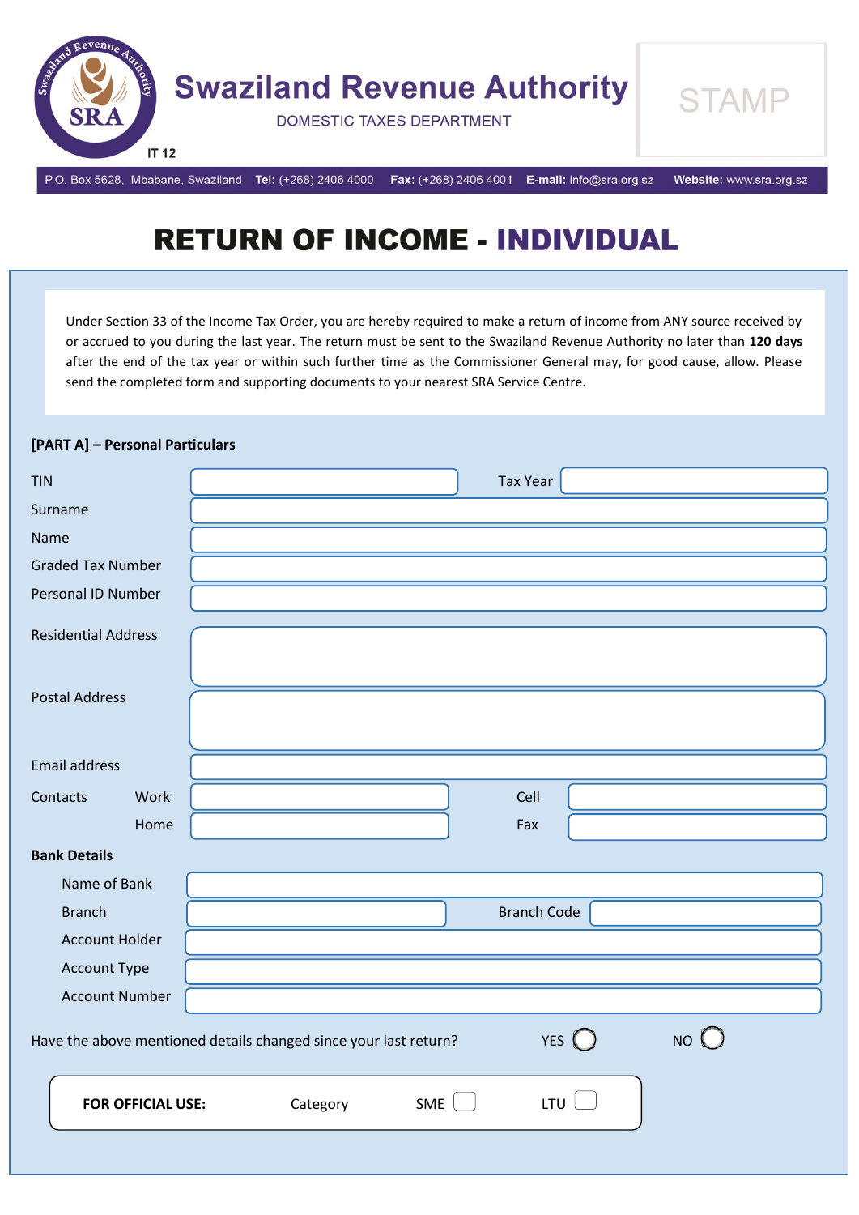# Swaziland Revenue Authority

DOMESTIC TAXES DEPARTMENT

IT 12

STAMP

P.O. Box 5628, Mbabane, Swaziland **Tel:** (+268) 2406 4000 **Fax:** (+268) 2406 4001 **E-mail:** info@sra.org.sz **Website:** www.sra.org.sz

# RETURN OF INCOME - INDIVIDUAL

Under Section 33 of the Income Tax Order, you are hereby required to make a return of income from ANY source received by or accrued to you during the last year. The return must be sent to the Swaziland Revenue Authority no later than **120 days** after the end of the tax year or within such further time as the Commissioner General may, for good cause, allow. Please send the completed form and supporting documents to your nearest SRA Service Centre.

## [PART A] – Personal Particulars

| | | | |
|---|---|---|---|
| TIN | | Tax Year | |
| Surname | | | |
| Name | | | |
| Graded Tax Number | | | |
| Personal ID Number | | | |
| Residential Address | | | |
| Postal Address | | | |
| Email address | | | |
| Contacts – Work | | Cell | |
| Contacts – Home | | Fax | |

**Bank Details**

| | | | |
|---|---|---|---|
| Name of Bank | | | |
| Branch | | Branch Code | |
| Account Holder | | | |
| Account Type | | | |
| Account Number | | | |

Have the above mentioned details changed since your last return? YES ◯ NO ◯

| **FOR OFFICIAL USE:** | Category | SME ☐ | LTU ☐ |
|---|---|---|---|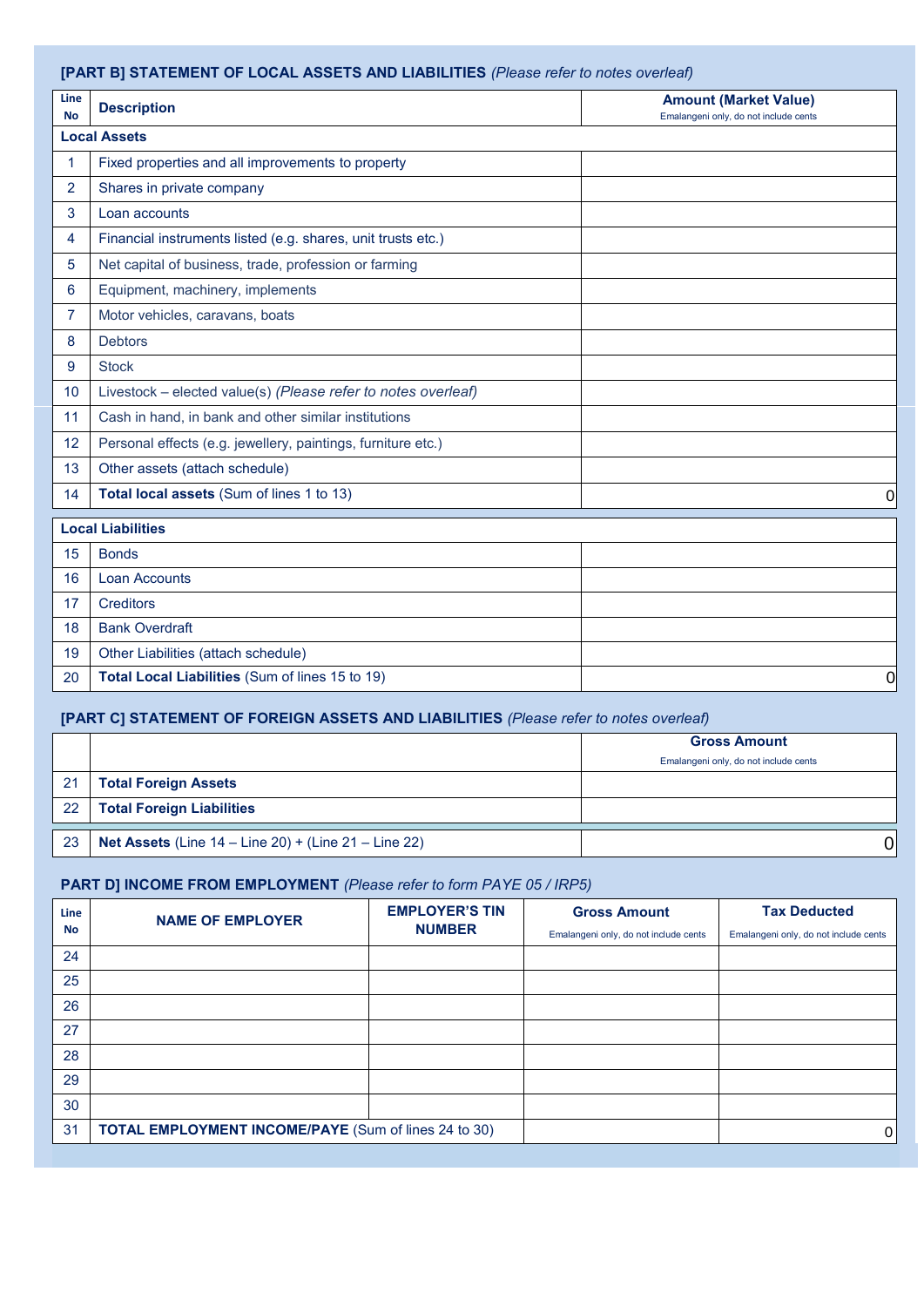## [PART B] STATEMENT OF LOCAL ASSETS AND LIABILITIES *(Please refer to notes overleaf)*

| Line No | Description | Amount (Market Value) Emalangeni only, do not include cents |
|---|---|---|
| **Local Assets** | | |
| 1 | Fixed properties and all improvements to property | |
| 2 | Shares in private company | |
| 3 | Loan accounts | |
| 4 | Financial instruments listed (e.g. shares, unit trusts etc.) | |
| 5 | Net capital of business, trade, profession or farming | |
| 6 | Equipment, machinery, implements | |
| 7 | Motor vehicles, caravans, boats | |
| 8 | Debtors | |
| 9 | Stock | |
| 10 | Livestock – elected value(s) *(Please refer to notes overleaf)* | |
| 11 | Cash in hand, in bank and other similar institutions | |
| 12 | Personal effects (e.g. jewellery, paintings, furniture etc.) | |
| 13 | Other assets (attach schedule) | |
| 14 | **Total local assets** (Sum of lines 1 to 13) | 0 |
| **Local Liabilities** | | |
| 15 | Bonds | |
| 16 | Loan Accounts | |
| 17 | Creditors | |
| 18 | Bank Overdraft | |
| 19 | Other Liabilities (attach schedule) | |
| 20 | **Total Local Liabilities** (Sum of lines 15 to 19) | 0 |

## [PART C] STATEMENT OF FOREIGN ASSETS AND LIABILITIES *(Please refer to notes overleaf)*

| | | Gross Amount Emalangeni only, do not include cents |
|---|---|---|
| 21 | **Total Foreign Assets** | |
| 22 | **Total Foreign Liabilities** | |
| 23 | **Net Assets** (Line 14 – Line 20) + (Line 21 – Line 22) | 0 |

## PART D] INCOME FROM EMPLOYMENT *(Please refer to form PAYE 05 / IRP5)*

| Line No | NAME OF EMPLOYER | EMPLOYER'S TIN NUMBER | Gross Amount Emalangeni only, do not include cents | Tax Deducted Emalangeni only, do not include cents |
|---|---|---|---|---|
| 24 | | | | |
| 25 | | | | |
| 26 | | | | |
| 27 | | | | |
| 28 | | | | |
| 29 | | | | |
| 30 | | | | |
| 31 | **TOTAL EMPLOYMENT INCOME/PAYE** (Sum of lines 24 to 30) | | | 0 |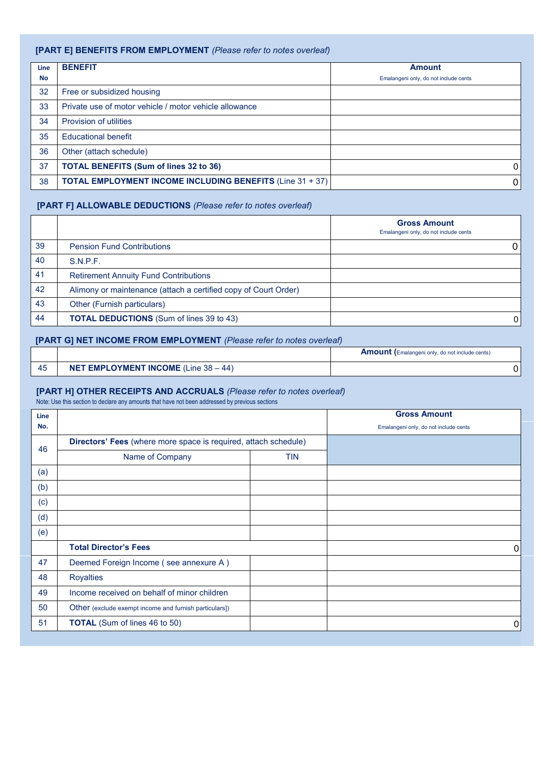### [PART E] BENEFITS FROM EMPLOYMENT *(Please refer to notes overleaf)*

| Line No | BENEFIT | Amount<br>Emalangeni only, do not include cents |
|---|---|---|
| 32 | Free or subsidized housing | |
| 33 | Private use of motor vehicle / motor vehicle allowance | |
| 34 | Provision of utilities | |
| 35 | Educational benefit | |
| 36 | Other (attach schedule) | |
| 37 | **TOTAL BENEFITS (Sum of lines 32 to 36)** | 0 |
| 38 | **TOTAL EMPLOYMENT INCOME INCLUDING BENEFITS** (Line 31 + 37) | 0 |

### [PART F] ALLOWABLE DEDUCTIONS *(Please refer to notes overleaf)*

| | | Gross Amount<br>Emalangeni only, do not include cents |
|---|---|---|
| 39 | Pension Fund Contributions | 0 |
| 40 | S.N.P.F. | |
| 41 | Retirement Annuity Fund Contributions | |
| 42 | Alimony or maintenance (attach a certified copy of Court Order) | |
| 43 | Other (Furnish particulars) | |
| 44 | **TOTAL DEDUCTIONS** (Sum of lines 39 to 43) | 0 |

### [PART G] NET INCOME FROM EMPLOYMENT *(Please refer to notes overleaf)*

| | | Amount (Emalangeni only, do not include cents) |
|---|---|---|
| 45 | **NET EMPLOYMENT INCOME** (Line 38 – 44) | 0 |

### [PART H] OTHER RECEIPTS AND ACCRUALS *(Please refer to notes overleaf)*

Note: Use this section to declare any amounts that have not been addressed by previous sections

| Line No. | | | Gross Amount<br>Emalangeni only, do not include cents |
|---|---|---|---|
| 46 | **Directors' Fees** (where more space is required, attach schedule) | | |
| | Name of Company | TIN | |
| (a) | | | |
| (b) | | | |
| (c) | | | |
| (d) | | | |
| (e) | | | |
| | **Total Director's Fees** | | 0 |
| 47 | Deemed Foreign Income ( see annexure A ) | | |
| 48 | Royalties | | |
| 49 | Income received on behalf of minor children | | |
| 50 | Other (exclude exempt income and furnish particulars]) | | |
| 51 | **TOTAL** (Sum of lines 46 to 50) | | 0 |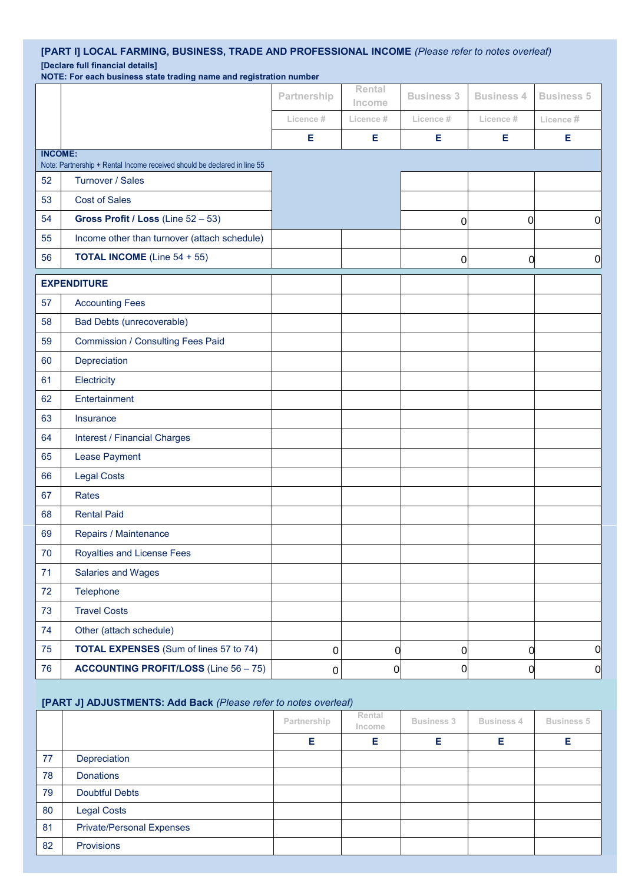## [PART I] LOCAL FARMING, BUSINESS, TRADE AND PROFESSIONAL INCOME *(Please refer to notes overleaf)*

**[Declare full financial details]**

**NOTE: For each business state trading name and registration number**

| | | Partnership | Rental Income | Business 3 | Business 4 | Business 5 |
|---|---|---|---|---|---|---|
| | | Licence # | Licence # | Licence # | Licence # | Licence # |
| | | E | E | E | E | E |
| **INCOME:** Note: Partnership + Rental Income received should be declared in line 55 | | | | | | |
| 52 | Turnover / Sales | | | | | |
| 53 | Cost of Sales | | | | | |
| 54 | **Gross Profit / Loss** (Line 52 – 53) | | | 0 | 0 | 0 |
| 55 | Income other than turnover (attach schedule) | | | | | |
| 56 | **TOTAL INCOME** (Line 54 + 55) | | | 0 | 0 | 0 |
| **EXPENDITURE** | | | | | | |
| 57 | Accounting Fees | | | | | |
| 58 | Bad Debts (unrecoverable) | | | | | |
| 59 | Commission / Consulting Fees Paid | | | | | |
| 60 | Depreciation | | | | | |
| 61 | Electricity | | | | | |
| 62 | Entertainment | | | | | |
| 63 | Insurance | | | | | |
| 64 | Interest / Financial Charges | | | | | |
| 65 | Lease Payment | | | | | |
| 66 | Legal Costs | | | | | |
| 67 | Rates | | | | | |
| 68 | Rental Paid | | | | | |
| 69 | Repairs / Maintenance | | | | | |
| 70 | Royalties and License Fees | | | | | |
| 71 | Salaries and Wages | | | | | |
| 72 | Telephone | | | | | |
| 73 | Travel Costs | | | | | |
| 74 | Other (attach schedule) | | | | | |
| 75 | **TOTAL EXPENSES** (Sum of lines 57 to 74) | 0 | 0 | 0 | 0 | 0 |
| 76 | **ACCOUNTING PROFIT/LOSS** (Line 56 – 75) | 0 | 0 | 0 | 0 | 0 |

## [PART J] ADJUSTMENTS: Add Back *(Please refer to notes overleaf)*

| | | Partnership | Rental Income | Business 3 | Business 4 | Business 5 |
|---|---|---|---|---|---|---|
| | | E | E | E | E | E |
| 77 | Depreciation | | | | | |
| 78 | Donations | | | | | |
| 79 | Doubtful Debts | | | | | |
| 80 | Legal Costs | | | | | |
| 81 | Private/Personal Expenses | | | | | |
| 82 | Provisions | | | | | |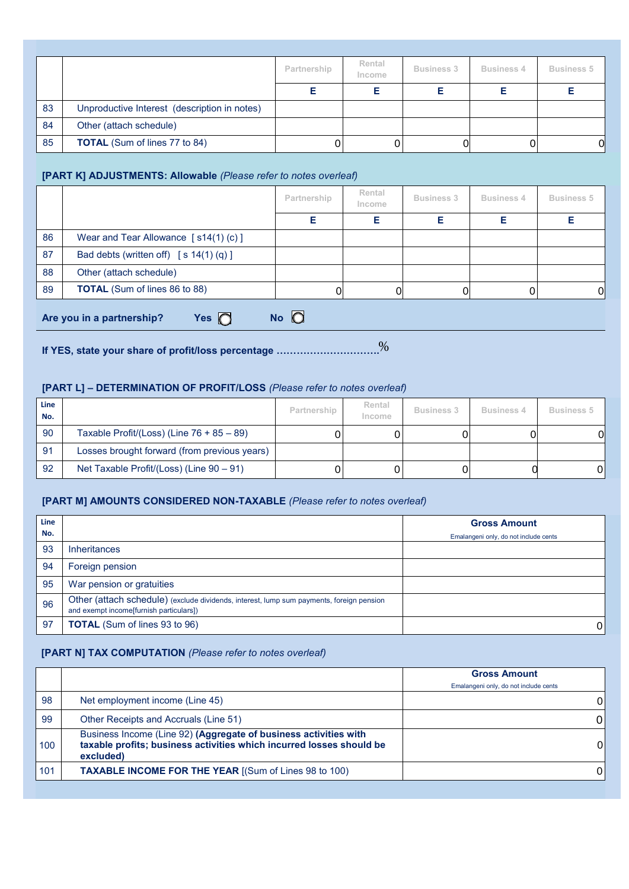| | | Partnership | Rental Income | Business 3 | Business 4 | Business 5 |
|---|---|---|---|---|---|---|
| | | E | E | E | E | E |
| 83 | Unproductive Interest (description in notes) | | | | | |
| 84 | Other (attach schedule) | | | | | |
| 85 | **TOTAL** (Sum of lines 77 to 84) | 0 | 0 | 0 | 0 | 0 |

### [PART K] ADJUSTMENTS: Allowable *(Please refer to notes overleaf)*

| | | Partnership | Rental Income | Business 3 | Business 4 | Business 5 |
|---|---|---|---|---|---|---|
| | | E | E | E | E | E |
| 86 | Wear and Tear Allowance [ s14(1) (c) ] | | | | | |
| 87 | Bad debts (written off) [ s 14(1) (q) ] | | | | | |
| 88 | Other (attach schedule) | | | | | |
| 89 | **TOTAL** (Sum of lines 86 to 88) | 0 | 0 | 0 | 0 | 0 |

**Are you in a partnership? Yes ◯ No ◯**

**If YES, state your share of profit/loss percentage …………………………**%

### [PART L] – DETERMINATION OF PROFIT/LOSS *(Please refer to notes overleaf)*

| Line No. | | Partnership | Rental Income | Business 3 | Business 4 | Business 5 |
|---|---|---|---|---|---|---|
| 90 | Taxable Profit/(Loss) (Line 76 + 85 – 89) | 0 | 0 | 0 | 0 | 0 |
| 91 | Losses brought forward (from previous years) | | | | | |
| 92 | Net Taxable Profit/(Loss) (Line 90 – 91) | 0 | 0 | 0 | 0 | 0 |

### [PART M] AMOUNTS CONSIDERED NON-TAXABLE *(Please refer to notes overleaf)*

| Line No. | | **Gross Amount** Emalangeni only, do not include cents |
|---|---|---|
| 93 | Inheritances | |
| 94 | Foreign pension | |
| 95 | War pension or gratuities | |
| 96 | Other (attach schedule) (exclude dividends, interest, lump sum payments, foreign pension and exempt income[furnish particulars]) | |
| 97 | **TOTAL** (Sum of lines 93 to 96) | 0 |

### [PART N] TAX COMPUTATION *(Please refer to notes overleaf)*

| | | **Gross Amount** Emalangeni only, do not include cents |
|---|---|---|
| 98 | Net employment income (Line 45) | 0 |
| 99 | Other Receipts and Accruals (Line 51) | 0 |
| 100 | Business Income (Line 92) **(Aggregate of business activities with taxable profits; business activities which incurred losses should be excluded)** | 0 |
| 101 | **TAXABLE INCOME FOR THE YEAR** [(Sum of Lines 98 to 100) | 0 |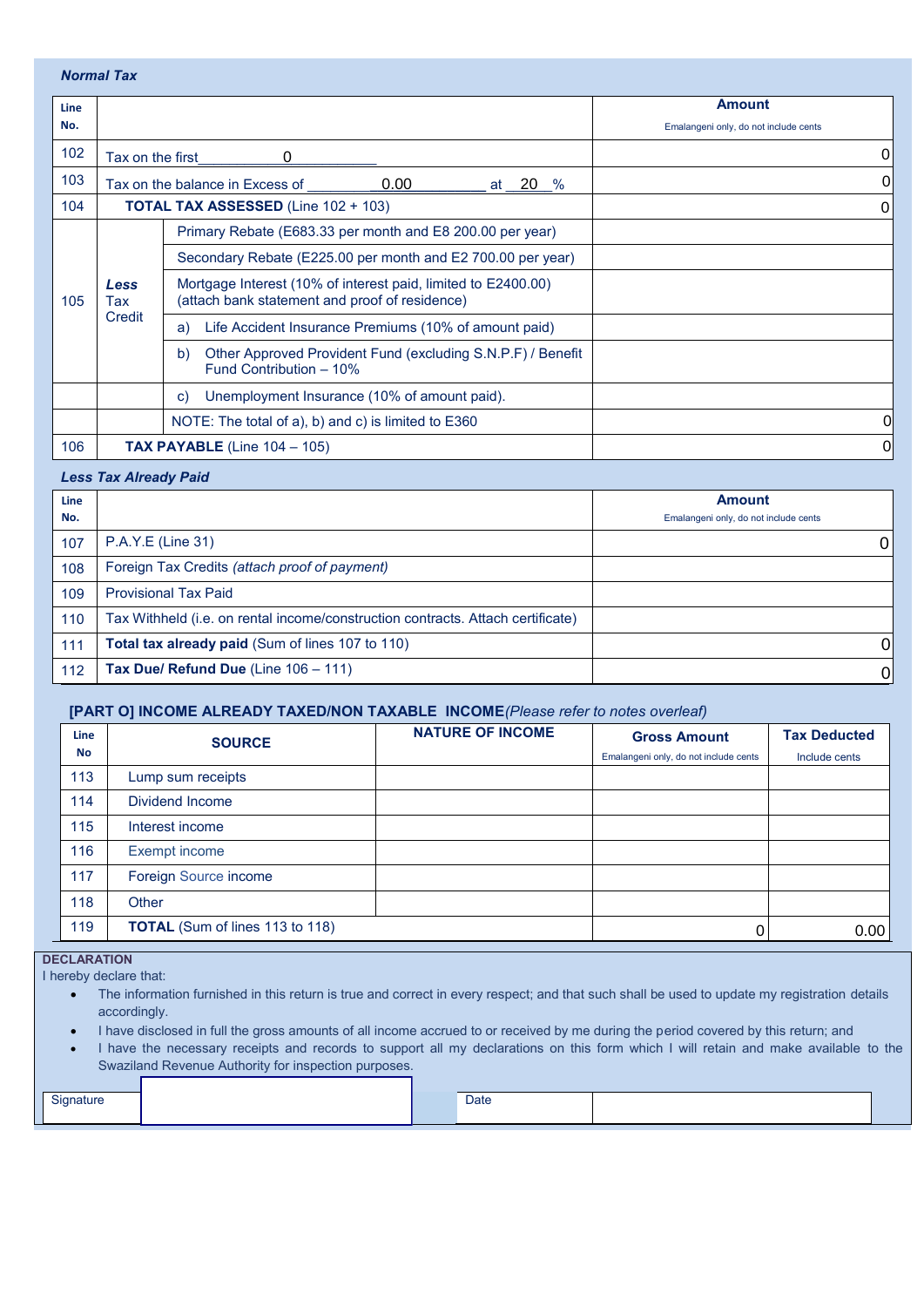***Normal Tax***

| Line No. | | | Amount<br>Emalangeni only, do not include cents |
|---|---|---|---|
| 102 | Tax on the first 0 | | 0 |
| 103 | Tax on the balance in Excess of 0.00 at 20 % | | 0 |
| 104 | **TOTAL TAX ASSESSED** (Line 102 + 103) | | 0 |
| 105 | ***Less*** Tax Credit | Primary Rebate (E683.33 per month and E8 200.00 per year) | |
| | | Secondary Rebate (E225.00 per month and E2 700.00 per year) | |
| | | Mortgage Interest (10% of interest paid, limited to E2400.00) (attach bank statement and proof of residence) | |
| | | a) Life Accident Insurance Premiums (10% of amount paid) | |
| | | b) Other Approved Provident Fund (excluding S.N.P.F.) / Benefit Fund Contribution – 10% | |
| | | c) Unemployment Insurance (10% of amount paid). | |
| | | NOTE: The total of a), b) and c) is limited to E360 | 0 |
| 106 | **TAX PAYABLE** (Line 104 – 105) | | 0 |

***Less Tax Already Paid***

| Line No. | | Amount<br>Emalangeni only, do not include cents |
|---|---|---|
| 107 | P.A.Y.E (Line 31) | 0 |
| 108 | Foreign Tax Credits *(attach proof of payment)* | |
| 109 | Provisional Tax Paid | |
| 110 | Tax Withheld (i.e. on rental income/construction contracts. Attach certificate) | |
| 111 | **Total tax already paid** (Sum of lines 107 to 110) | 0 |
| 112 | **Tax Due/ Refund Due** (Line 106 – 111) | 0 |

**[PART O] INCOME ALREADY TAXED/NON TAXABLE INCOME***(Please refer to notes overleaf)*

| Line No | SOURCE | NATURE OF INCOME | Gross Amount<br>Emalangeni only, do not include cents | Tax Deducted<br>Include cents |
|---|---|---|---|---|
| 113 | Lump sum receipts | | | |
| 114 | Dividend Income | | | |
| 115 | Interest income | | | |
| 116 | Exempt income | | | |
| 117 | Foreign Source income | | | |
| 118 | Other | | | |
| 119 | **TOTAL** (Sum of lines 113 to 118) | | 0 | 0.00 |

**DECLARATION**

I hereby declare that:

- The information furnished in this return is true and correct in every respect; and that such shall be used to update my registration details accordingly.
- I have disclosed in full the gross amounts of all income accrued to or received by me during the period covered by this return; and
- I have the necessary receipts and records to support all my declarations on this form which I will retain and make available to the Swaziland Revenue Authority for inspection purposes.

| Signature | | Date | |
|---|---|---|---|